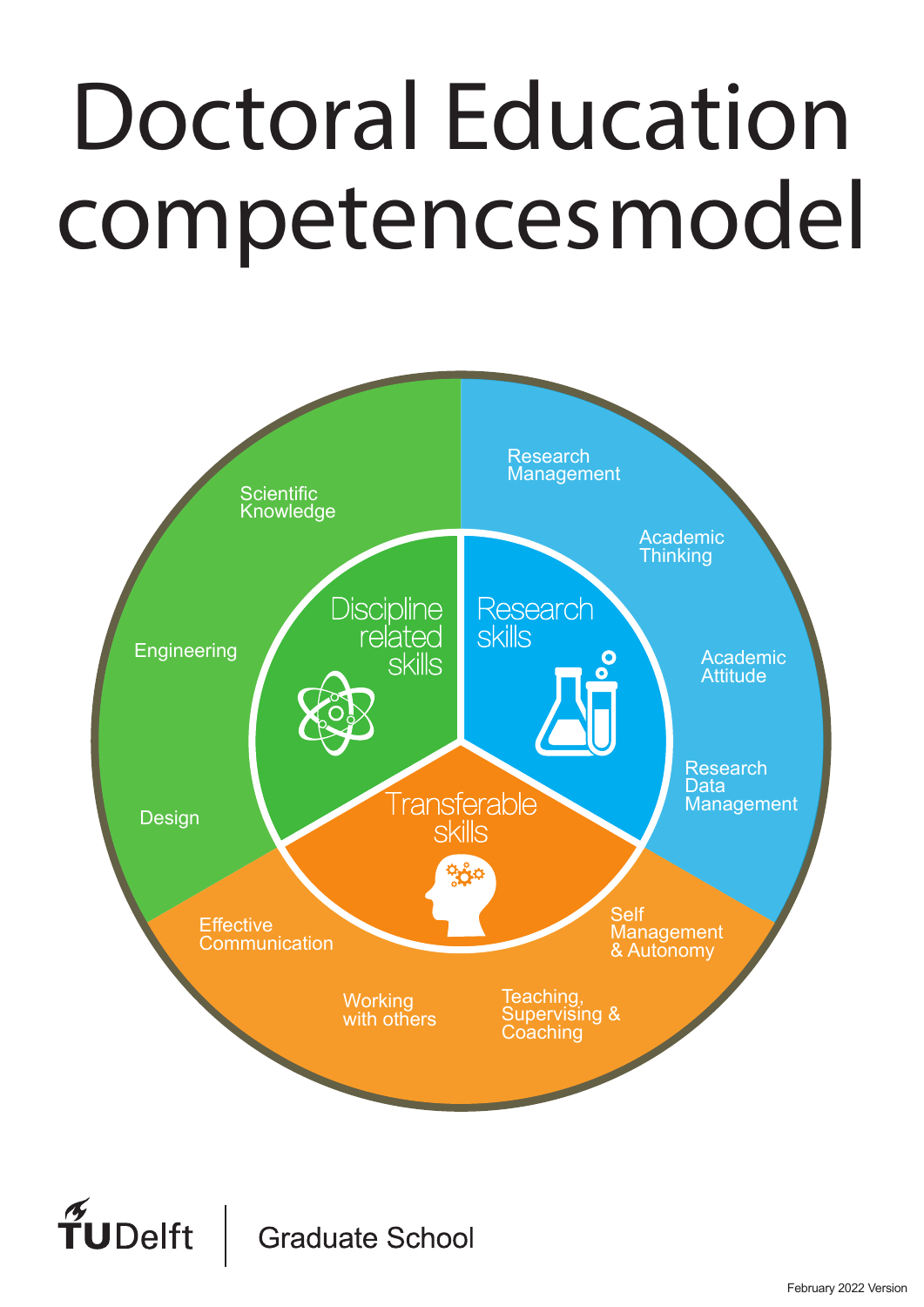# Doctoral Education competencesmodel

## Discipline related skills

- Scientific Knowledge
- Engineering
- Design

## Research skills

- Research Management
- Academic Thinking
- Academic Attitude
- Research Data Management

## Transferable skills

- Self Management & Autonomy
- Teaching, Supervising & Coaching
- Working with others
- Effective Communication

TU Delft | Graduate School

February 2022 Version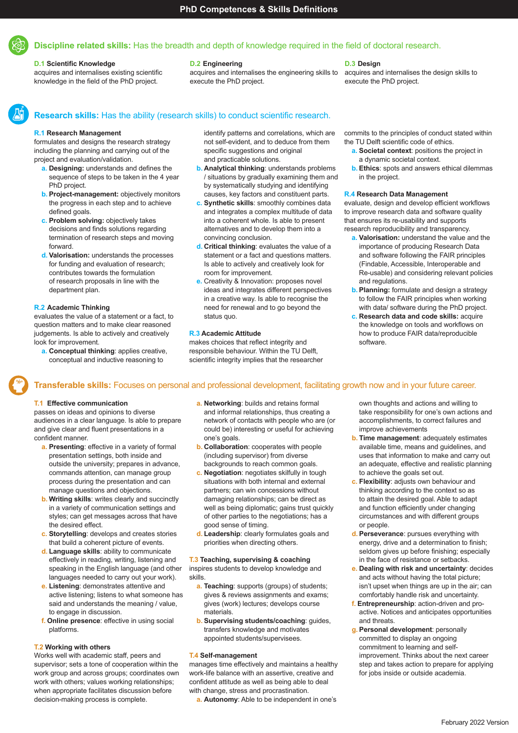# PhD Competences & Skills Definitions

## Discipline related skills: Has the breadth and depth of knowledge required in the field of doctoral research.

**D.1 Scientific Knowledge**
acquires and internalises existing scientific knowledge in the field of the PhD project.

**D.2 Engineering**
acquires and internalises the engineering skills to execute the PhD project.

**D.3 Design**
acquires and internalises the design skills to execute the PhD project.

## Research skills: Has the ability (research skills) to conduct scientific research.

**R.1 Research Management**
formulates and designs the research strategy including the planning and carrying out of the project and evaluation/validation.

a. **Designing:** understands and defines the sequence of steps to be taken in the 4 year PhD project.
b. **Project-management:** objectively monitors the progress in each step and to achieve defined goals.
c. **Problem solving:** objectively takes decisions and finds solutions regarding termination of research steps and moving forward.
d. **Valorisation:** understands the processes for funding and evaluation of research; contributes towards the formulation of research proposals in line with the department plan.

**R.2 Academic Thinking**
evaluates the value of a statement or a fact, to question matters and to make clear reasoned judgements. Is able to actively and creatively look for improvement.

a. **Conceptual thinking**: applies creative, conceptual and inductive reasoning to identify patterns and correlations, which are not self-evident, and to deduce from them specific suggestions and original and practicable solutions.
b. **Analytical thinking**: understands problems / situations by gradually examining them and by systematically studying and identifying causes, key factors and constituent parts.
c. **Synthetic skills**: smoothly combines data and integrates a complex multitude of data into a coherent whole. Is able to present alternatives and to develop them into a convincing conclusion.
d. **Critical thinking**: evaluates the value of a statement or a fact and questions matters. Is able to actively and creatively look for room for improvement.
e. Creativity & Innovation: proposes novel ideas and integrates different perspectives in a creative way. Is able to recognise the need for renewal and to go beyond the status quo.

**R.3 Academic Attitude**
makes choices that reflect integrity and responsible behaviour. Within the TU Delft, scientific integrity implies that the researcher commits to the principles of conduct stated within the TU Delft scientific code of ethics.

a. **Societal context**: positions the project in a dynamic societal context.
b. **Ethics**: spots and answers ethical dilemmas in the project.

**R.4 Research Data Management**
evaluate, design and develop efficient workflows to improve research data and software quality that ensures its re-usability and supports research reproducibility and transparency.

a. **Valorisation:** understand the value and the importance of producing Research Data and software following the FAIR principles (Findable, Accessible, Interoperable and Re-usable) and considering relevant policies and regulations.
b. **Planning:** formulate and design a strategy to follow the FAIR principles when working with data/ software during the PhD project.
c. **Research data and code skills:** acquire the knowledge on tools and workflows on how to produce FAIR data/reproducible software.

## Transferable skills: Focuses on personal and professional development, facilitating growth now and in your future career.

**T.1 Effective communication**
passes on ideas and opinions to diverse audiences in a clear language. Is able to prepare and give clear and fluent presentations in a confident manner.

a. **Presenting**: effective in a variety of formal presentation settings, both inside and outside the university; prepares in advance, commands attention, can manage group process during the presentation and can manage questions and objections.
b. **Writing skills**: writes clearly and succinctly in a variety of communication settings and styles; can get messages across that have the desired effect.
c. **Storytelling**: develops and creates stories that build a coherent picture of events.
d. **Language skills**: ability to communicate effectively in reading, writing, listening and speaking in the English language (and other languages needed to carry out your work).
e. **Listening**: demonstrates attentive and active listening; listens to what someone has said and understands the meaning / value, to engage in discussion.
f. **Online presence**: effective in using social platforms.

**T.2 Working with others**
Works well with academic staff, peers and supervisor; sets a tone of cooperation within the work group and across groups; coordinates own work with others; values working relationships; when appropriate facilitates discussion before decision-making process is complete.

a. **Networking**: builds and retains formal and informal relationships, thus creating a network of contacts with people who are (or could be) interesting or useful for achieving one's goals.
b. **Collaboration**: cooperates with people (including supervisor) from diverse backgrounds to reach common goals.
c. **Negotiation**: negotiates skilfully in tough situations with both internal and external partners; can win concessions without damaging relationships; can be direct as well as being diplomatic; gains trust quickly of other parties to the negotiations; has a good sense of timing.
d. **Leadership**: clearly formulates goals and priorities when directing others.

**T.3 Teaching, supervising & coaching**
inspires students to develop knowledge and skills.

a. **Teaching**: supports (groups) of students; gives & reviews assignments and exams; gives (work) lectures; develops course materials.
b. **Supervising students/coaching**: guides, transfers knowledge and motivates appointed students/supervisees.

**T.4 Self-management**
manages time effectively and maintains a healthy work-life balance with an assertive, creative and confident attitude as well as being able to deal with change, stress and procrastination.

a. **Autonomy**: Able to be independent in one's own thoughts and actions and willing to take responsibility for one's own actions and accomplishments, to correct failures and improve achievements
b. **Time management**: adequately estimates available time, means and guidelines, and uses that information to make and carry out an adequate, effective and realistic planning to achieve the goals set out.
c. **Flexibility**: adjusts own behaviour and thinking according to the context so as to attain the desired goal. Able to adapt and function efficiently under changing circumstances and with different groups or people.
d. **Perseverance**: pursues everything with energy, drive and a determination to finish; seldom gives up before finishing; especially in the face of resistance or setbacks.
e. **Dealing with risk and uncertainty**: decides and acts without having the total picture; isn't upset when things are up in the air; can comfortably handle risk and uncertainty.
f. **Entrepreneurship**: action-driven and pro-active. Notices and anticipates opportunities and threats.
g. **Personal development**: personally committed to display an ongoing commitment to learning and self-improvement. Thinks about the next career step and takes action to prepare for applying for jobs inside or outside academia.

February 2022 Version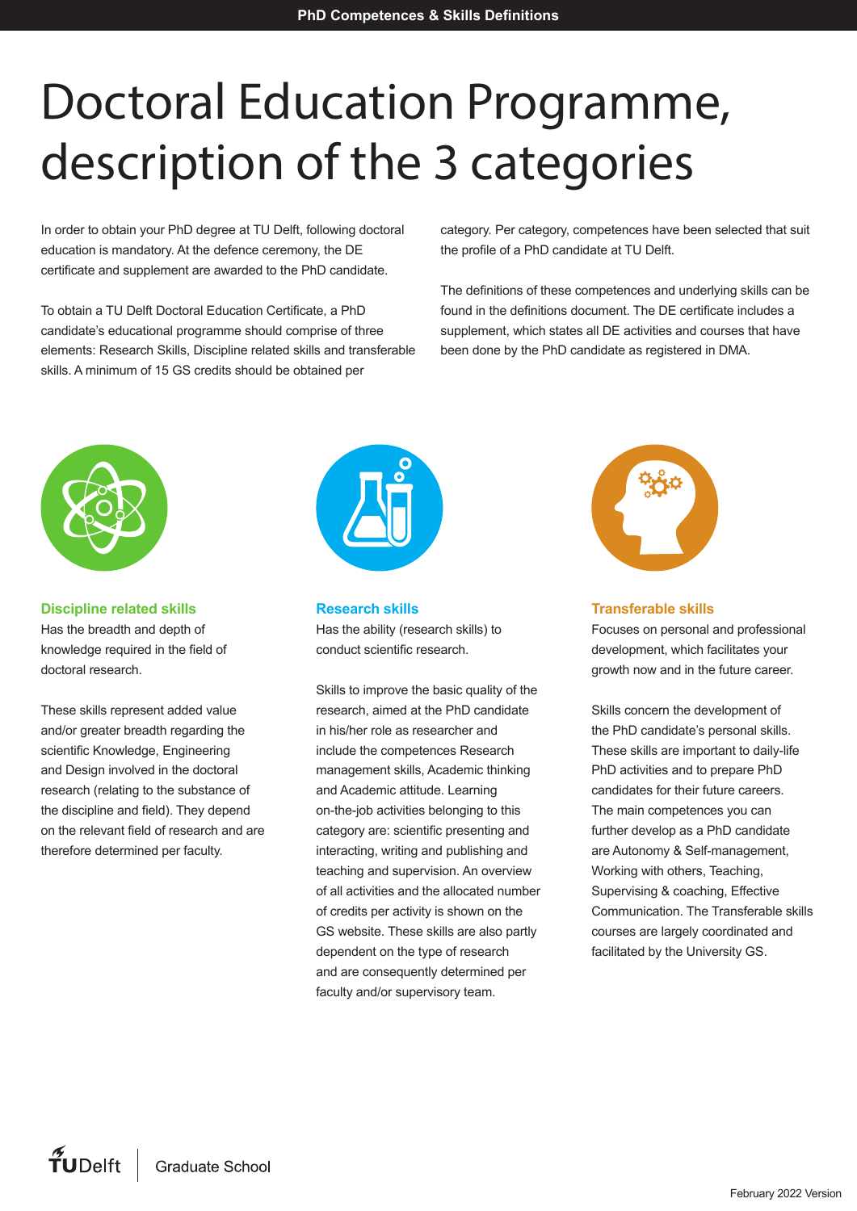# Doctoral Education Programme, description of the 3 categories

In order to obtain your PhD degree at TU Delft, following doctoral education is mandatory. At the defence ceremony, the DE certificate and supplement are awarded to the PhD candidate.

To obtain a TU Delft Doctoral Education Certificate, a PhD candidate's educational programme should comprise of three elements: Research Skills, Discipline related skills and transferable skills. A minimum of 15 GS credits should be obtained per category. Per category, competences have been selected that suit the profile of a PhD candidate at TU Delft.

The definitions of these competences and underlying skills can be found in the definitions document. The DE certificate includes a supplement, which states all DE activities and courses that have been done by the PhD candidate as registered in DMA.

### Discipline related skills

Has the breadth and depth of knowledge required in the field of doctoral research.

These skills represent added value and/or greater breadth regarding the scientific Knowledge, Engineering and Design involved in the doctoral research (relating to the substance of the discipline and field). They depend on the relevant field of research and are therefore determined per faculty.

### Research skills

Has the ability (research skills) to conduct scientific research.

Skills to improve the basic quality of the research, aimed at the PhD candidate in his/her role as researcher and include the competences Research management skills, Academic thinking and Academic attitude. Learning on-the-job activities belonging to this category are: scientific presenting and interacting, writing and publishing and teaching and supervision. An overview of all activities and the allocated number of credits per activity is shown on the GS website. These skills are also partly dependent on the type of research and are consequently determined per faculty and/or supervisory team.

### Transferable skills

Focuses on personal and professional development, which facilitates your growth now and in the future career.

Skills concern the development of the PhD candidate's personal skills. These skills are important to daily-life PhD activities and to prepare PhD candidates for their future careers. The main competences you can further develop as a PhD candidate are Autonomy & Self-management, Working with others, Teaching, Supervising & coaching, Effective Communication. The Transferable skills courses are largely coordinated and facilitated by the University GS.

TU Delft | Graduate School

February 2022 Version